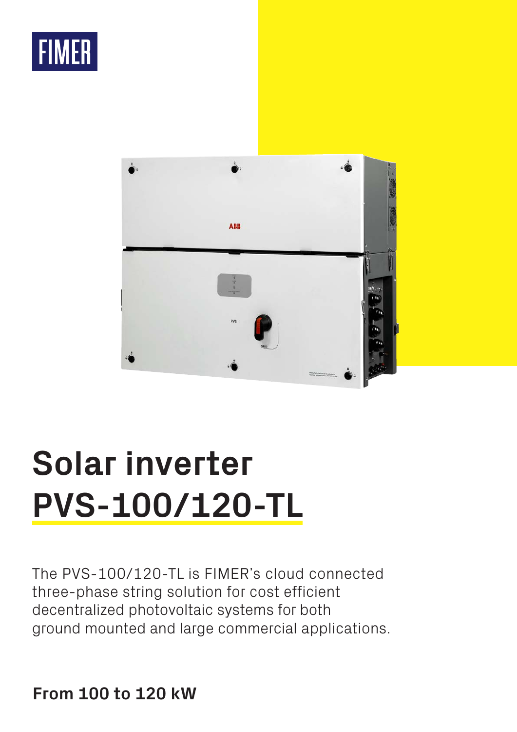FIMER

# Solar inverter PVS-100/120-TL

The PVS-100/120-TL is FIMER's cloud connected three-phase string solution for cost efficient decentralized photovoltaic systems for both ground mounted and large commercial applications.

**From 100 to 120 kW**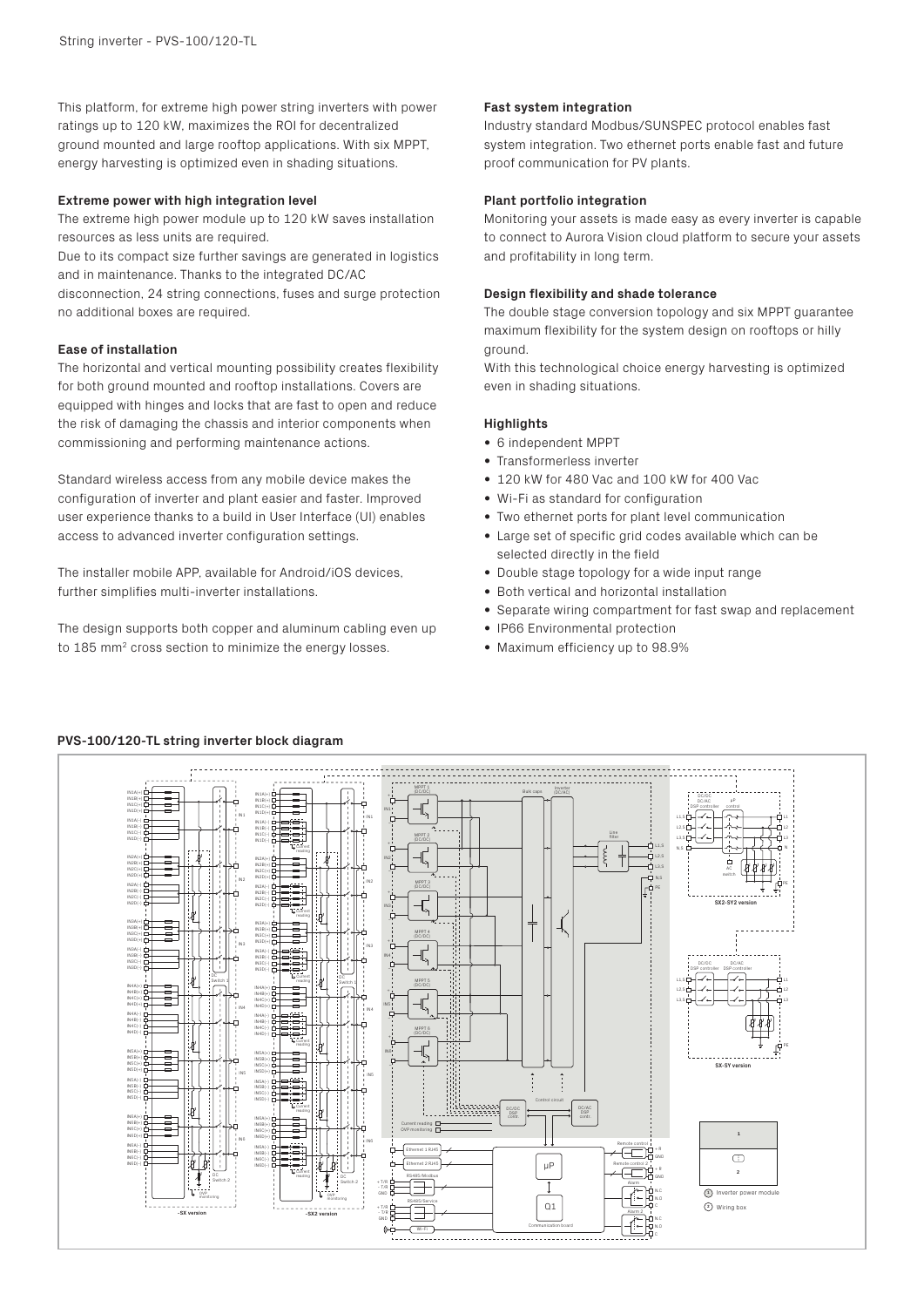This platform, for extreme high power string inverters with power ratings up to 120 kW, maximizes the ROI for decentralized ground mounted and large rooftop applications. With six MPPT, energy harvesting is optimized even in shading situations.

### Extreme power with high integration level

The extreme high power module up to 120 kW saves installation resources as less units are required.
Due to its compact size further savings are generated in logistics and in maintenance. Thanks to the integrated DC/AC disconnection, 24 string connections, fuses and surge protection no additional boxes are required.

### Ease of installation

The horizontal and vertical mounting possibility creates flexibility for both ground mounted and rooftop installations. Covers are equipped with hinges and locks that are fast to open and reduce the risk of damaging the chassis and interior components when commissioning and performing maintenance actions.

Standard wireless access from any mobile device makes the configuration of inverter and plant easier and faster. Improved user experience thanks to a build in User Interface (UI) enables access to advanced inverter configuration settings.

The installer mobile APP, available for Android/iOS devices, further simplifies multi-inverter installations.

The design supports both copper and aluminum cabling even up to 185 mm² cross section to minimize the energy losses.

### Fast system integration

Industry standard Modbus/SUNSPEC protocol enables fast system integration. Two ethernet ports enable fast and future proof communication for PV plants.

### Plant portfolio integration

Monitoring your assets is made easy as every inverter is capable to connect to Aurora Vision cloud platform to secure your assets and profitability in long term.

### Design flexibility and shade tolerance

The double stage conversion topology and six MPPT guarantee maximum flexibility for the system design on rooftops or hilly ground.
With this technological choice energy harvesting is optimized even in shading situations.

### Highlights

- 6 independent MPPT
- Transformerless inverter
- 120 kW for 480 Vac and 100 kW for 400 Vac
- Wi-Fi as standard for configuration
- Two ethernet ports for plant level communication
- Large set of specific grid codes available which can be selected directly in the field
- Double stage topology for a wide input range
- Both vertical and horizontal installation
- Separate wiring compartment for fast swap and replacement
- IP66 Environmental protection
- Maximum efficiency up to 98.9%

### PVS-100/120-TL string inverter block diagram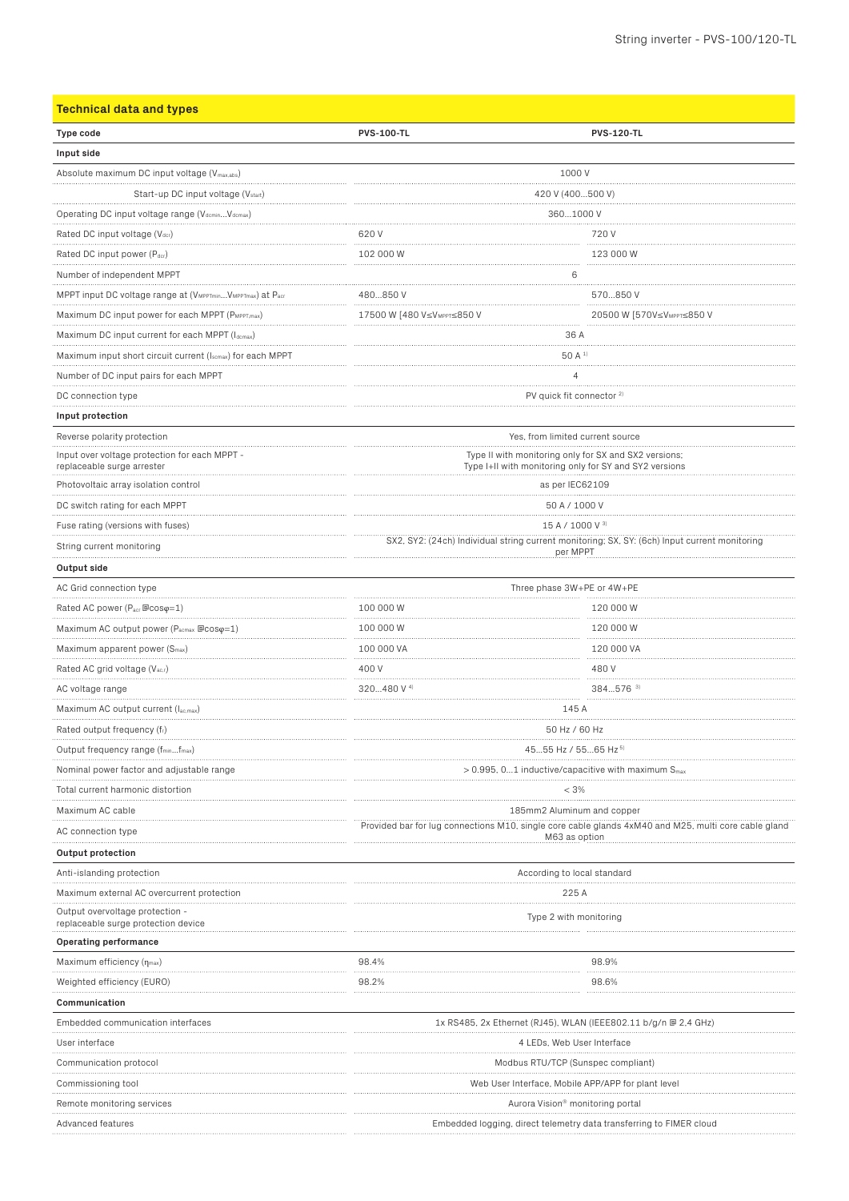## Technical data and types

| Type code | PVS-100-TL | PVS-120-TL |
|---|---|---|
| **Input side** | | |
| Absolute maximum DC input voltage ($V_{max,abs}$) | 1000 V | |
| Start-up DC input voltage ($V_{start}$) | 420 V (400...500 V) | |
| Operating DC input voltage range ($V_{dcmin}$...$V_{dcmax}$) | 360...1000 V | |
| Rated DC input voltage ($V_{dcr}$) | 620 V | 720 V |
| Rated DC input power ($P_{dcr}$) | 102 000 W | 123 000 W |
| Number of independent MPPT | 6 | |
| MPPT input DC voltage range at ($V_{MPPTmin}$...$V_{MPPTmax}$) at $P_{acr}$ | 480...850 V | 570...850 V |
| Maximum DC input power for each MPPT ($P_{MPPT,max}$) | 17500 W [480 V≤$V_{MPPT}$≤850 V | 20500 W [570V≤$V_{MPPT}$≤850 V |
| Maximum DC input current for each MPPT ($I_{dcmax}$) | 36 A | |
| Maximum input short circuit current ($I_{scmax}$) for each MPPT | 50 A [1] | |
| Number of DC input pairs for each MPPT | 4 | |
| DC connection type | PV quick fit connector [2] | |
| **Input protection** | | |
| Reverse polarity protection | Yes, from limited current source | |
| Input over voltage protection for each MPPT - replaceable surge arrester | Type II with monitoring only for SX and SX2 versions; Type I+II with monitoring only for SY and SY2 versions | |
| Photovoltaic array isolation control | as per IEC62109 | |
| DC switch rating for each MPPT | 50 A / 1000 V | |
| Fuse rating (versions with fuses) | 15 A / 1000 V [3] | |
| String current monitoring | SX2, SY2: (24ch) Individual string current monitoring; SX, SY: (6ch) Input current monitoring per MPPT | |
| **Output side** | | |
| AC Grid connection type | Three phase 3W+PE or 4W+PE | |
| Rated AC power ($P_{acr}$ @cosφ=1) | 100 000 W | 120 000 W |
| Maximum AC output power ($P_{acmax}$ @cosφ=1) | 100 000 W | 120 000 W |
| Maximum apparent power ($S_{max}$) | 100 000 VA | 120 000 VA |
| Rated AC grid voltage ($V_{ac,r}$) | 400 V | 480 V |
| AC voltage range | 320...480 V [4] | 384...576 [3] |
| Maximum AC output current ($I_{ac,max}$) | 145 A | |
| Rated output frequency ($f_r$) | 50 Hz / 60 Hz | |
| Output frequency range ($f_{min}$...$f_{max}$) | 45...55 Hz / 55...65 Hz [5] | |
| Nominal power factor and adjustable range | > 0.995, 0...1 inductive/capacitive with maximum $S_{max}$ | |
| Total current harmonic distortion | < 3% | |
| Maximum AC cable | 185mm2 Aluminum and copper | |
| AC connection type | Provided bar for lug connections M10, single core cable glands 4xM40 and M25, multi core cable gland M63 as option | |
| **Output protection** | | |
| Anti-islanding protection | According to local standard | |
| Maximum external AC overcurrent protection | 225 A | |
| Output overvoltage protection - replaceable surge protection device | Type 2 with monitoring | |
| **Operating performance** | | |
| Maximum efficiency ($\eta_{max}$) | 98.4% | 98.9% |
| Weighted efficiency (EURO) | 98.2% | 98.6% |
| **Communication** | | |
| Embedded communication interfaces | 1x RS485, 2x Ethernet (RJ45), WLAN (IEEE802.11 b/g/n @ 2.4 GHz) | |
| User interface | 4 LEDs, Web User Interface | |
| Communication protocol | Modbus RTU/TCP (Sunspec compliant) | |
| Commissioning tool | Web User Interface, Mobile APP/APP for plant level | |
| Remote monitoring services | Aurora Vision® monitoring portal | |
| Advanced features | Embedded logging, direct telemetry data transferring to FIMER cloud | |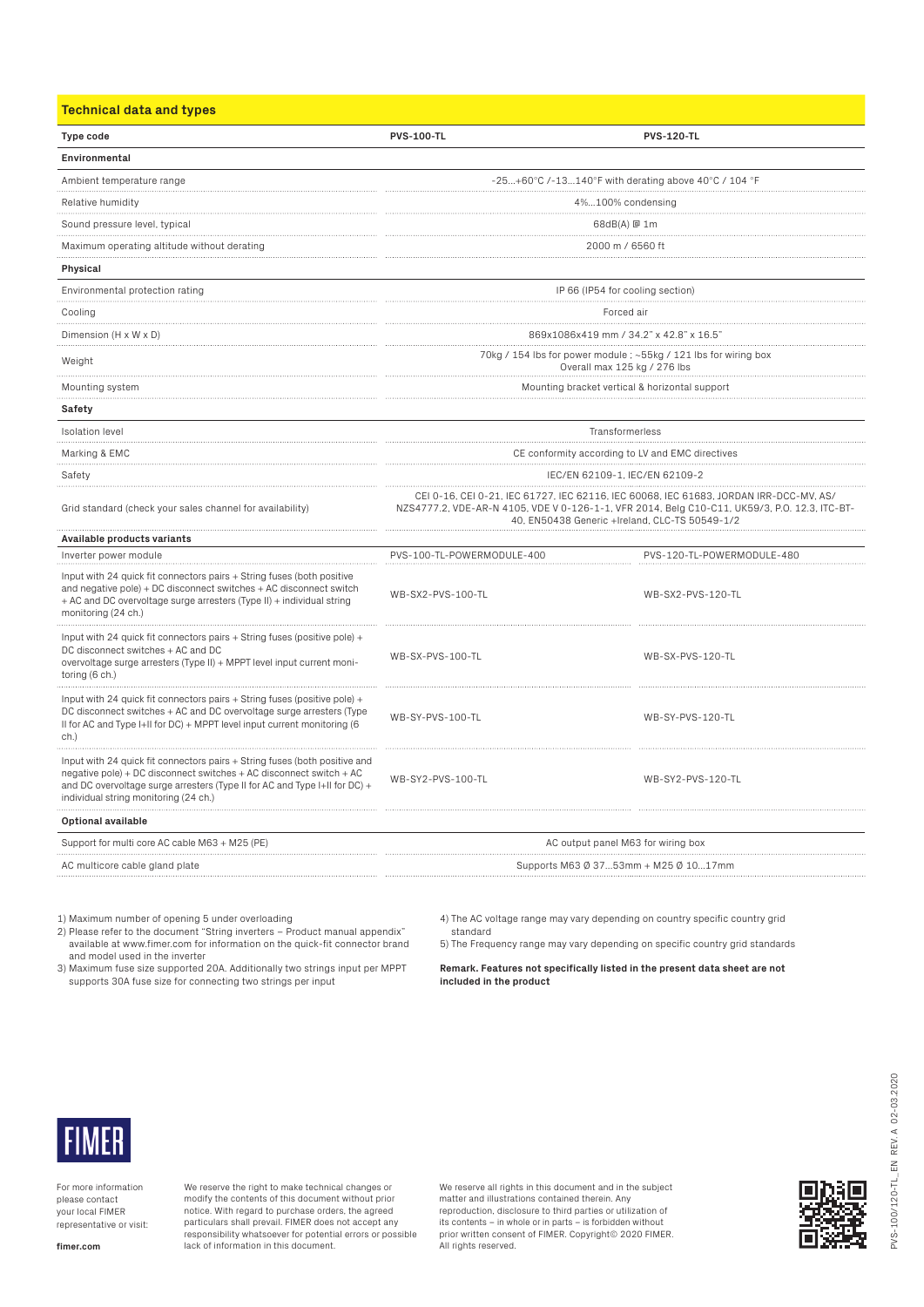## Technical data and types

| Type code | PVS-100-TL | PVS-120-TL |
|---|---|---|
| **Environmental** | | |
| Ambient temperature range | -25...+60°C /-13...140°F with derating above 40°C / 104 °F | |
| Relative humidity | 4%...100% condensing | |
| Sound pressure level, typical | 68dB(A) @ 1m | |
| Maximum operating altitude without derating | 2000 m / 6560 ft | |
| **Physical** | | |
| Environmental protection rating | IP 66 (IP54 for cooling section) | |
| Cooling | Forced air | |
| Dimension (H x W x D) | 869x1086x419 mm / 34.2" x 42.8" x 16.5" | |
| Weight | 70kg / 154 lbs for power module ; ~55kg / 121 lbs for wiring box Overall max 125 kg / 276 lbs | |
| Mounting system | Mounting bracket vertical & horizontal support | |
| **Safety** | | |
| Isolation level | Transformerless | |
| Marking & EMC | CE conformity according to LV and EMC directives | |
| Safety | IEC/EN 62109-1, IEC/EN 62109-2 | |
| Grid standard (check your sales channel for availability) | CEI 0-16, CEI 0-21, IEC 61727, IEC 62116, IEC 60068, IEC 61683, JORDAN IRR-DCC-MV, AS/NZS4777.2, VDE-AR-N 4105, VDE V 0-126-1-1, VFR 2014, Belg C10-C11, UK59/3, P.O. 12.3, ITC-BT-40, EN50438 Generic +Ireland, CLC-TS 50549-1/2 | |
| **Available products variants** | | |
| Inverter power module | PVS-100-TL-POWERMODULE-400 | PVS-120-TL-POWERMODULE-480 |
| Input with 24 quick fit connectors pairs + String fuses (both positive and negative pole) + DC disconnect switches + AC disconnect switch + AC and DC overvoltage surge arresters (Type II) + individual string monitoring (24 ch.) | WB-SX2-PVS-100-TL | WB-SX2-PVS-120-TL |
| Input with 24 quick fit connectors pairs + String fuses (positive pole) + DC disconnect switches + AC and DC overvoltage surge arresters (Type II) + MPPT level input current monitoring (6 ch.) | WB-SX-PVS-100-TL | WB-SX-PVS-120-TL |
| Input with 24 quick fit connectors pairs + String fuses (positive pole) + DC disconnect switches + AC and DC overvoltage surge arresters (Type II for AC and Type I+II for DC) + MPPT level input current monitoring (6 ch.) | WB-SY-PVS-100-TL | WB-SY-PVS-120-TL |
| Input with 24 quick fit connectors pairs + String fuses (both positive and negative pole) + DC disconnect switches + AC disconnect switch + AC and DC overvoltage surge arresters (Type II for AC and Type I+II for DC) + individual string monitoring (24 ch.) | WB-SY2-PVS-100-TL | WB-SY2-PVS-120-TL |
| **Optional available** | | |
| Support for multi core AC cable M63 + M25 (PE) | AC output panel M63 for wiring box | |
| AC multicore cable gland plate | Supports M63 Ø 37...53mm + M25 Ø 10...17mm | |

1) Maximum number of opening 5 under overloading
2) Please refer to the document "String inverters – Product manual appendix" available at www.fimer.com for information on the quick-fit connector brand and model used in the inverter
3) Maximum fuse size supported 20A. Additionally two strings input per MPPT supports 30A fuse size for connecting two strings per input
4) The AC voltage range may vary depending on country specific country grid standard
5) The Frequency range may vary depending on specific country grid standards

**Remark. Features not specifically listed in the present data sheet are not included in the product**

FIMER

For more information please contact your local FIMER representative or visit:

**fimer.com**

We reserve the right to make technical changes or modify the contents of this document without prior notice. With regard to purchase orders, the agreed particulars shall prevail. FIMER does not accept any responsibility whatsoever for potential errors or possible lack of information in this document.

We reserve all rights in this document and in the subject matter and illustrations contained therein. Any reproduction, disclosure to third parties or utilization of its contents – in whole or in parts – is forbidden without prior written consent of FIMER. Copyright© 2020 FIMER. All rights reserved.

PVS-100/120-TL_EN REV. A 02-03.2020